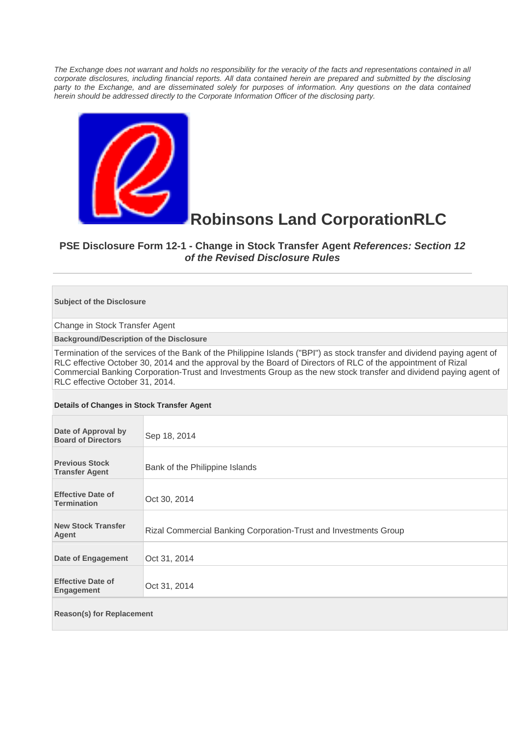*The Exchange does not warrant and holds no responsibility for the veracity of the facts and representations contained in all corporate disclosures, including financial reports. All data contained herein are prepared and submitted by the disclosing party to the Exchange, and are disseminated solely for purposes of information. Any questions on the data contained herein should be addressed directly to the Corporate Information Officer of the disclosing party.*

# Robinsons Land CorporationRLC

## PSE Disclosure Form 12-1 - Change in Stock Transfer Agent *References: Section 12 of the Revised Disclosure Rules*

---

**Subject of the Disclosure**

Change in Stock Transfer Agent

**Background/Description of the Disclosure**

Termination of the services of the Bank of the Philippine Islands ("BPI") as stock transfer and dividend paying agent of RLC effective October 30, 2014 and the approval by the Board of Directors of RLC of the appointment of Rizal Commercial Banking Corporation-Trust and Investments Group as the new stock transfer and dividend paying agent of RLC effective October 31, 2014.

**Details of Changes in Stock Transfer Agent**

| | |
|---|---|
| **Date of Approval by Board of Directors** | Sep 18, 2014 |
| **Previous Stock Transfer Agent** | Bank of the Philippine Islands |
| **Effective Date of Termination** | Oct 30, 2014 |
| **New Stock Transfer Agent** | Rizal Commercial Banking Corporation-Trust and Investments Group |
| **Date of Engagement** | Oct 31, 2014 |
| **Effective Date of Engagement** | Oct 31, 2014 |

**Reason(s) for Replacement**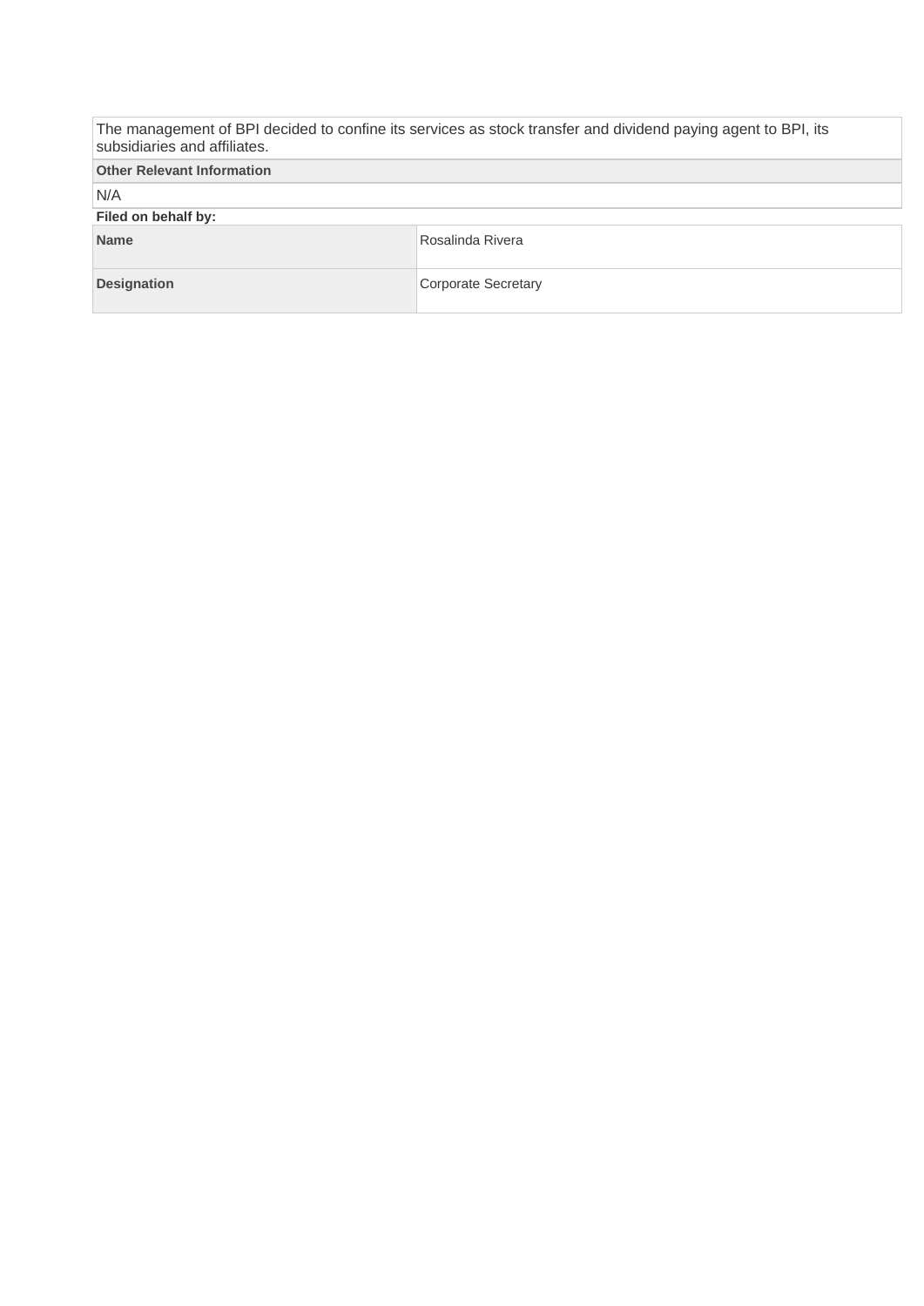The management of BPI decided to confine its services as stock transfer and dividend paying agent to BPI, its subsidiaries and affiliates.

**Other Relevant Information**

N/A

**Filed on behalf by:**

| | |
|---|---|
| **Name** | Rosalinda Rivera |
| **Designation** | Corporate Secretary |